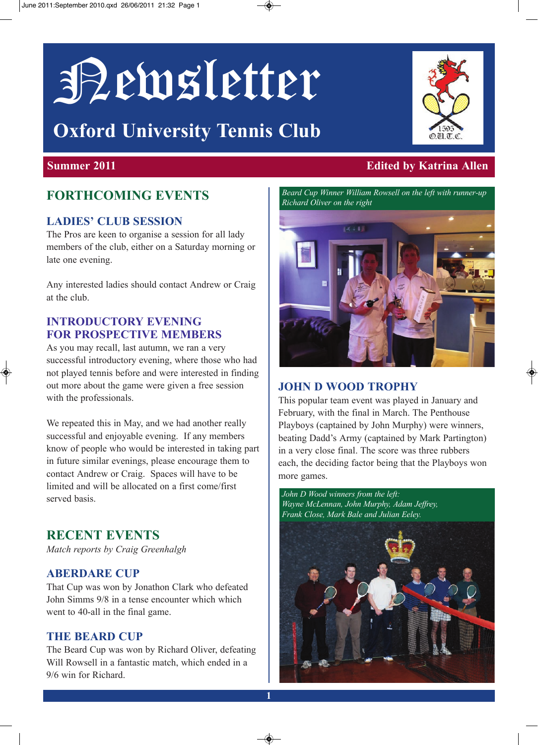# Newsletter

## Oxford University Tennis Club

**Summer 2011** **Edited by Katrina Allen**

## FORTHCOMING EVENTS

### LADIES' CLUB SESSION

The Pros are keen to organise a session for all lady members of the club, either on a Saturday morning or late one evening.

Any interested ladies should contact Andrew or Craig at the club.

### INTRODUCTORY EVENING FOR PROSPECTIVE MEMBERS

As you may recall, last autumn, we ran a very successful introductory evening, where those who had not played tennis before and were interested in finding out more about the game were given a free session with the professionals.

We repeated this in May, and we had another really successful and enjoyable evening. If any members know of people who would be interested in taking part in future similar evenings, please encourage them to contact Andrew or Craig. Spaces will have to be limited and will be allocated on a first come/first served basis.

## RECENT EVENTS

*Match reports by Craig Greenhalgh*

### ABERDARE CUP

That Cup was won by Jonathon Clark who defeated John Simms 9/8 in a tense encounter which which went to 40-all in the final game.

### THE BEARD CUP

The Beard Cup was won by Richard Oliver, defeating Will Rowsell in a fantastic match, which ended in a 9/6 win for Richard.

*Beard Cup Winner William Rowsell on the left with runner-up Richard Oliver on the right*

### JOHN D WOOD TROPHY

This popular team event was played in January and February, with the final in March. The Penthouse Playboys (captained by John Murphy) were winners, beating Dadd's Army (captained by Mark Partington) in a very close final. The score was three rubbers each, the deciding factor being that the Playboys won more games.

*John D Wood winners from the left: Wayne McLennan, John Murphy, Adam Jeffrey, Frank Close, Mark Bale and Julian Eeley.*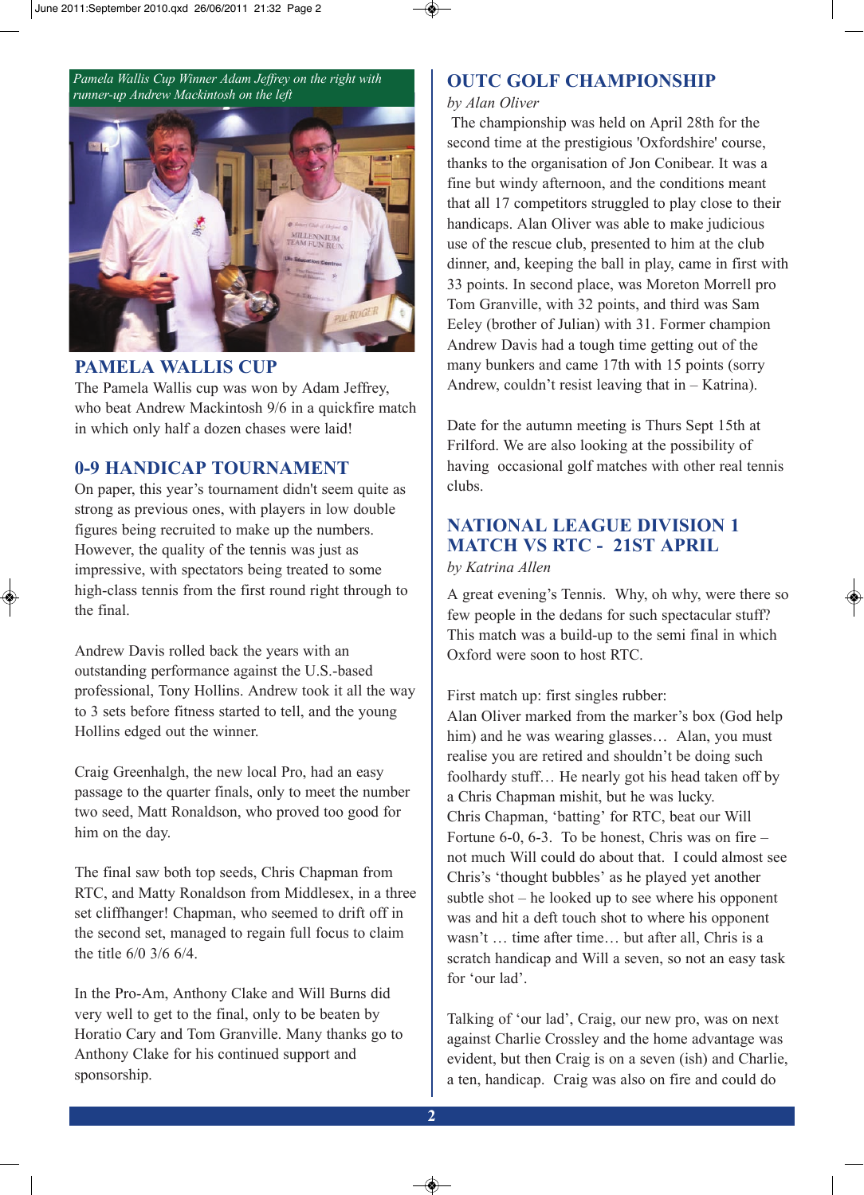*Pamela Wallis Cup Winner Adam Jeffrey on the right with runner-up Andrew Mackintosh on the left*

## PAMELA WALLIS CUP

The Pamela Wallis cup was won by Adam Jeffrey, who beat Andrew Mackintosh 9/6 in a quickfire match in which only half a dozen chases were laid!

## 0-9 HANDICAP TOURNAMENT

On paper, this year's tournament didn't seem quite as strong as previous ones, with players in low double figures being recruited to make up the numbers. However, the quality of the tennis was just as impressive, with spectators being treated to some high-class tennis from the first round right through to the final.

Andrew Davis rolled back the years with an outstanding performance against the U.S.-based professional, Tony Hollins. Andrew took it all the way to 3 sets before fitness started to tell, and the young Hollins edged out the winner.

Craig Greenhalgh, the new local Pro, had an easy passage to the quarter finals, only to meet the number two seed, Matt Ronaldson, who proved too good for him on the day.

The final saw both top seeds, Chris Chapman from RTC, and Matty Ronaldson from Middlesex, in a three set cliffhanger! Chapman, who seemed to drift off in the second set, managed to regain full focus to claim the title 6/0 3/6 6/4.

In the Pro-Am, Anthony Clake and Will Burns did very well to get to the final, only to be beaten by Horatio Cary and Tom Granville. Many thanks go to Anthony Clake for his continued support and sponsorship.

## OUTC GOLF CHAMPIONSHIP

*by Alan Oliver*

The championship was held on April 28th for the second time at the prestigious 'Oxfordshire' course, thanks to the organisation of Jon Conibear. It was a fine but windy afternoon, and the conditions meant that all 17 competitors struggled to play close to their handicaps. Alan Oliver was able to make judicious use of the rescue club, presented to him at the club dinner, and, keeping the ball in play, came in first with 33 points. In second place, was Moreton Morrell pro Tom Granville, with 32 points, and third was Sam Eeley (brother of Julian) with 31. Former champion Andrew Davis had a tough time getting out of the many bunkers and came 17th with 15 points (sorry Andrew, couldn't resist leaving that in – Katrina).

Date for the autumn meeting is Thurs Sept 15th at Frilford. We are also looking at the possibility of having occasional golf matches with other real tennis clubs.

## NATIONAL LEAGUE DIVISION 1 MATCH VS RTC - 21ST APRIL

*by Katrina Allen*

A great evening's Tennis. Why, oh why, were there so few people in the dedans for such spectacular stuff? This match was a build-up to the semi final in which Oxford were soon to host RTC.

First match up: first singles rubber:
Alan Oliver marked from the marker's box (God help him) and he was wearing glasses… Alan, you must realise you are retired and shouldn't be doing such foolhardy stuff… He nearly got his head taken off by a Chris Chapman mishit, but he was lucky.
Chris Chapman, 'batting' for RTC, beat our Will Fortune 6-0, 6-3. To be honest, Chris was on fire – not much Will could do about that. I could almost see Chris's 'thought bubbles' as he played yet another subtle shot – he looked up to see where his opponent was and hit a deft touch shot to where his opponent wasn't … time after time… but after all, Chris is a scratch handicap and Will a seven, so not an easy task for 'our lad'.

Talking of 'our lad', Craig, our new pro, was on next against Charlie Crossley and the home advantage was evident, but then Craig is on a seven (ish) and Charlie, a ten, handicap. Craig was also on fire and could do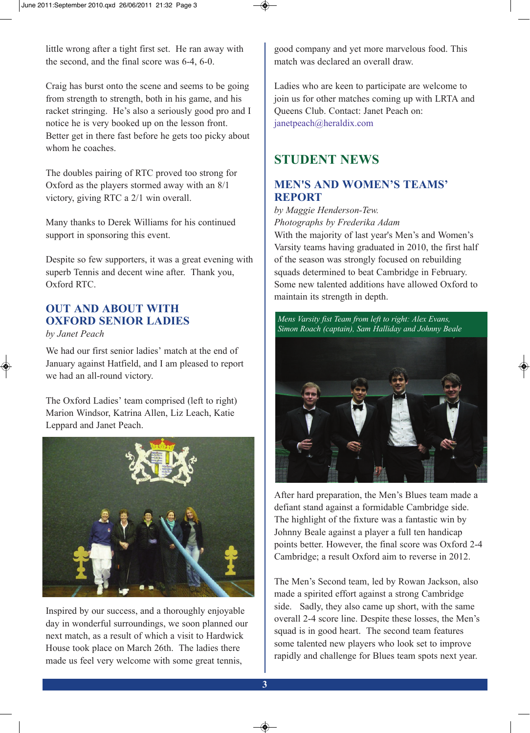little wrong after a tight first set. He ran away with the second, and the final score was 6-4, 6-0.

Craig has burst onto the scene and seems to be going from strength to strength, both in his game, and his racket stringing. He's also a seriously good pro and I notice he is very booked up on the lesson front. Better get in there fast before he gets too picky about whom he coaches.

The doubles pairing of RTC proved too strong for Oxford as the players stormed away with an 8/1 victory, giving RTC a 2/1 win overall.

Many thanks to Derek Williams for his continued support in sponsoring this event.

Despite so few supporters, it was a great evening with superb Tennis and decent wine after. Thank you, Oxford RTC.

## OUT AND ABOUT WITH OXFORD SENIOR LADIES

*by Janet Peach*

We had our first senior ladies' match at the end of January against Hatfield, and I am pleased to report we had an all-round victory.

The Oxford Ladies' team comprised (left to right) Marion Windsor, Katrina Allen, Liz Leach, Katie Leppard and Janet Peach.

Inspired by our success, and a thoroughly enjoyable day in wonderful surroundings, we soon planned our next match, as a result of which a visit to Hardwick House took place on March 26th. The ladies there made us feel very welcome with some great tennis, good company and yet more marvelous food. This match was declared an overall draw.

Ladies who are keen to participate are welcome to join us for other matches coming up with LRTA and Queens Club. Contact: Janet Peach on: janetpeach@heraldix.com

# STUDENT NEWS

## MEN'S AND WOMEN'S TEAMS' REPORT

*by Maggie Henderson-Tew.*
*Photographs by Frederika Adam*

With the majority of last year's Men's and Women's Varsity teams having graduated in 2010, the first half of the season was strongly focused on rebuilding squads determined to beat Cambridge in February. Some new talented additions have allowed Oxford to maintain its strength in depth.

*Mens Varsity fist Team from left to right: Alex Evans, Simon Roach (captain), Sam Halliday and Johnny Beale*

After hard preparation, the Men's Blues team made a defiant stand against a formidable Cambridge side. The highlight of the fixture was a fantastic win by Johnny Beale against a player a full ten handicap points better. However, the final score was Oxford 2-4 Cambridge; a result Oxford aim to reverse in 2012.

The Men's Second team, led by Rowan Jackson, also made a spirited effort against a strong Cambridge side. Sadly, they also came up short, with the same overall 2-4 score line. Despite these losses, the Men's squad is in good heart. The second team features some talented new players who look set to improve rapidly and challenge for Blues team spots next year.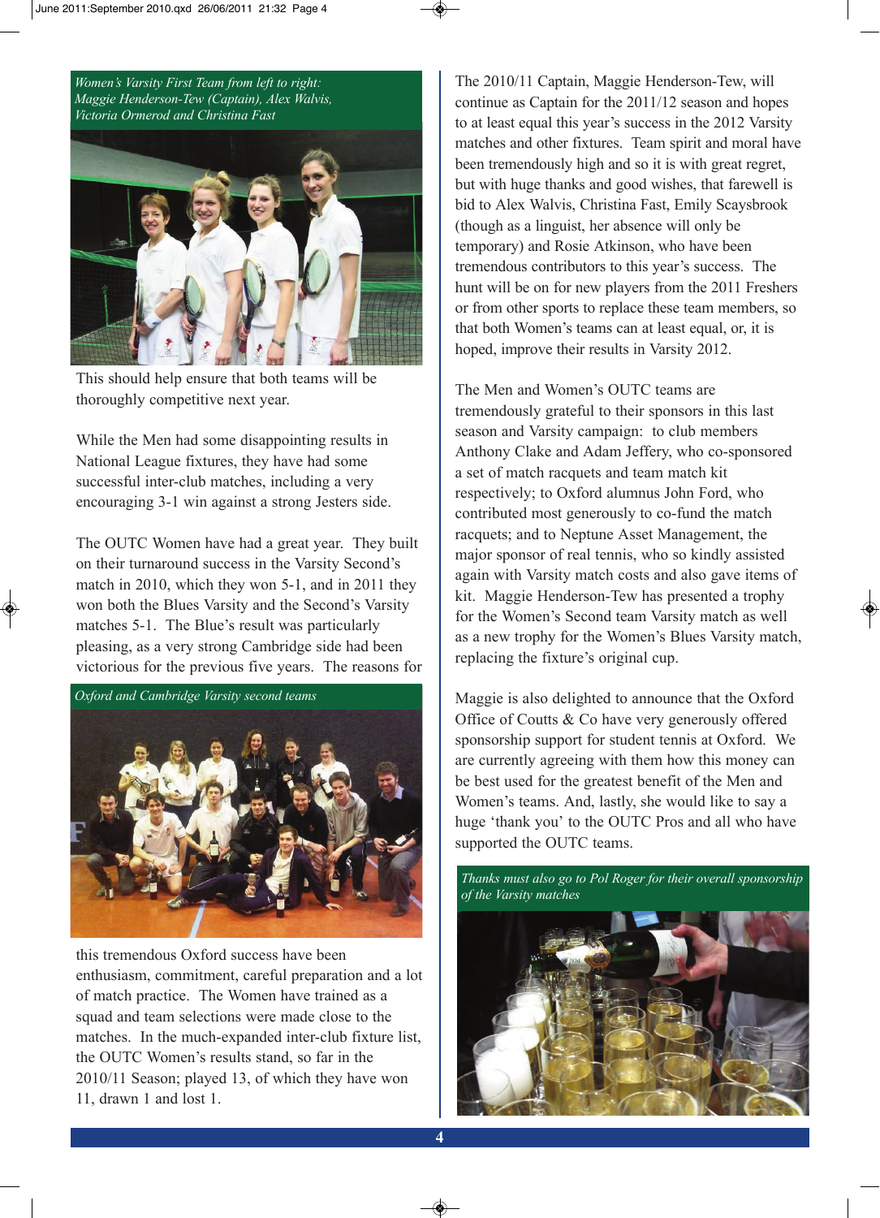*Women's Varsity First Team from left to right: Maggie Henderson-Tew (Captain), Alex Walvis, Victoria Ormerod and Christina Fast*

This should help ensure that both teams will be thoroughly competitive next year.

While the Men had some disappointing results in National League fixtures, they have had some successful inter-club matches, including a very encouraging 3-1 win against a strong Jesters side.

The OUTC Women have had a great year. They built on their turnaround success in the Varsity Second's match in 2010, which they won 5-1, and in 2011 they won both the Blues Varsity and the Second's Varsity matches 5-1. The Blue's result was particularly pleasing, as a very strong Cambridge side had been victorious for the previous five years. The reasons for this tremendous Oxford success have been enthusiasm, commitment, careful preparation and a lot of match practice. The Women have trained as a squad and team selections were made close to the matches. In the much-expanded inter-club fixture list, the OUTC Women's results stand, so far in the 2010/11 Season; played 13, of which they have won 11, drawn 1 and lost 1.

*Oxford and Cambridge Varsity second teams*

The 2010/11 Captain, Maggie Henderson-Tew, will continue as Captain for the 2011/12 season and hopes to at least equal this year's success in the 2012 Varsity matches and other fixtures. Team spirit and moral have been tremendously high and so it is with great regret, but with huge thanks and good wishes, that farewell is bid to Alex Walvis, Christina Fast, Emily Scaysbrook (though as a linguist, her absence will only be temporary) and Rosie Atkinson, who have been tremendous contributors to this year's success. The hunt will be on for new players from the 2011 Freshers or from other sports to replace these team members, so that both Women's teams can at least equal, or, it is hoped, improve their results in Varsity 2012.

The Men and Women's OUTC teams are tremendously grateful to their sponsors in this last season and Varsity campaign: to club members Anthony Clake and Adam Jeffery, who co-sponsored a set of match racquets and team match kit respectively; to Oxford alumnus John Ford, who contributed most generously to co-fund the match racquets; and to Neptune Asset Management, the major sponsor of real tennis, who so kindly assisted again with Varsity match costs and also gave items of kit. Maggie Henderson-Tew has presented a trophy for the Women's Second team Varsity match as well as a new trophy for the Women's Blues Varsity match, replacing the fixture's original cup.

Maggie is also delighted to announce that the Oxford Office of Coutts & Co have very generously offered sponsorship support for student tennis at Oxford. We are currently agreeing with them how this money can be best used for the greatest benefit of the Men and Women's teams. And, lastly, she would like to say a huge 'thank you' to the OUTC Pros and all who have supported the OUTC teams.

*Thanks must also go to Pol Roger for their overall sponsorship of the Varsity matches*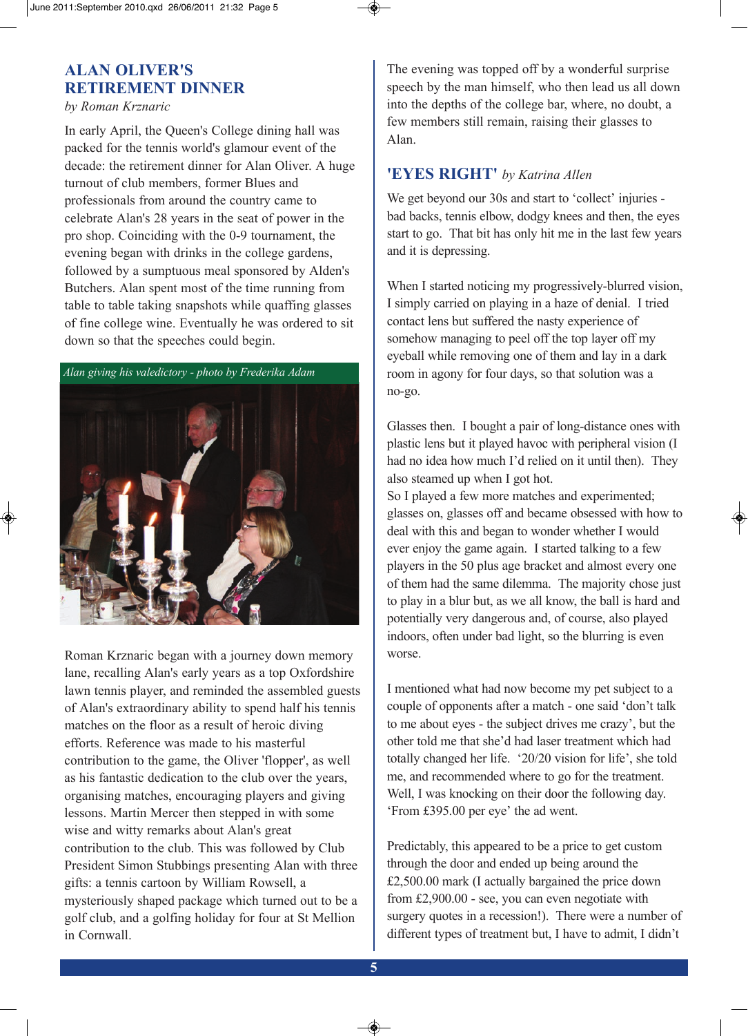## ALAN OLIVER'S RETIREMENT DINNER

*by Roman Krznaric*

In early April, the Queen's College dining hall was packed for the tennis world's glamour event of the decade: the retirement dinner for Alan Oliver. A huge turnout of club members, former Blues and professionals from around the country came to celebrate Alan's 28 years in the seat of power in the pro shop. Coinciding with the 0-9 tournament, the evening began with drinks in the college gardens, followed by a sumptuous meal sponsored by Alden's Butchers. Alan spent most of the time running from table to table taking snapshots while quaffing glasses of fine college wine. Eventually he was ordered to sit down so that the speeches could begin.

*Alan giving his valedictory - photo by Frederika Adam*

Roman Krznaric began with a journey down memory lane, recalling Alan's early years as a top Oxfordshire lawn tennis player, and reminded the assembled guests of Alan's extraordinary ability to spend half his tennis matches on the floor as a result of heroic diving efforts. Reference was made to his masterful contribution to the game, the Oliver 'flopper', as well as his fantastic dedication to the club over the years, organising matches, encouraging players and giving lessons. Martin Mercer then stepped in with some wise and witty remarks about Alan's great contribution to the club. This was followed by Club President Simon Stubbings presenting Alan with three gifts: a tennis cartoon by William Rowsell, a mysteriously shaped package which turned out to be a golf club, and a golfing holiday for four at St Mellion in Cornwall.

The evening was topped off by a wonderful surprise speech by the man himself, who then lead us all down into the depths of the college bar, where, no doubt, a few members still remain, raising their glasses to Alan.

## 'EYES RIGHT' *by Katrina Allen*

We get beyond our 30s and start to 'collect' injuries - bad backs, tennis elbow, dodgy knees and then, the eyes start to go. That bit has only hit me in the last few years and it is depressing.

When I started noticing my progressively-blurred vision, I simply carried on playing in a haze of denial. I tried contact lens but suffered the nasty experience of somehow managing to peel off the top layer off my eyeball while removing one of them and lay in a dark room in agony for four days, so that solution was a no-go.

Glasses then. I bought a pair of long-distance ones with plastic lens but it played havoc with peripheral vision (I had no idea how much I'd relied on it until then). They also steamed up when I got hot.
So I played a few more matches and experimented; glasses on, glasses off and became obsessed with how to deal with this and began to wonder whether I would ever enjoy the game again. I started talking to a few players in the 50 plus age bracket and almost every one of them had the same dilemma. The majority chose just to play in a blur but, as we all know, the ball is hard and potentially very dangerous and, of course, also played indoors, often under bad light, so the blurring is even worse.

I mentioned what had now become my pet subject to a couple of opponents after a match - one said 'don't talk to me about eyes - the subject drives me crazy', but the other told me that she'd had laser treatment which had totally changed her life. '20/20 vision for life', she told me, and recommended where to go for the treatment. Well, I was knocking on their door the following day. 'From £395.00 per eye' the ad went.

Predictably, this appeared to be a price to get custom through the door and ended up being around the £2,500.00 mark (I actually bargained the price down from £2,900.00 - see, you can even negotiate with surgery quotes in a recession!). There were a number of different types of treatment but, I have to admit, I didn't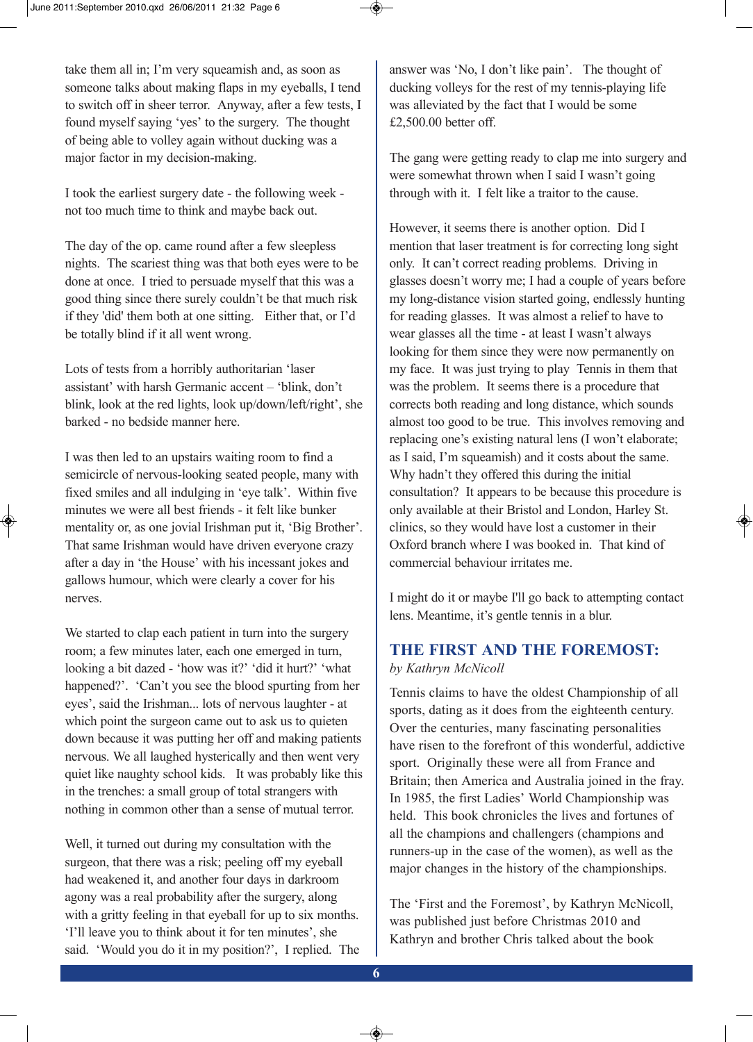take them all in; I'm very squeamish and, as soon as someone talks about making flaps in my eyeballs, I tend to switch off in sheer terror. Anyway, after a few tests, I found myself saying 'yes' to the surgery. The thought of being able to volley again without ducking was a major factor in my decision-making.

I took the earliest surgery date - the following week - not too much time to think and maybe back out.

The day of the op. came round after a few sleepless nights. The scariest thing was that both eyes were to be done at once. I tried to persuade myself that this was a good thing since there surely couldn't be that much risk if they 'did' them both at one sitting. Either that, or I'd be totally blind if it all went wrong.

Lots of tests from a horribly authoritarian 'laser assistant' with harsh Germanic accent – 'blink, don't blink, look at the red lights, look up/down/left/right', she barked - no bedside manner here.

I was then led to an upstairs waiting room to find a semicircle of nervous-looking seated people, many with fixed smiles and all indulging in 'eye talk'. Within five minutes we were all best friends - it felt like bunker mentality or, as one jovial Irishman put it, 'Big Brother'. That same Irishman would have driven everyone crazy after a day in 'the House' with his incessant jokes and gallows humour, which were clearly a cover for his nerves.

We started to clap each patient in turn into the surgery room; a few minutes later, each one emerged in turn, looking a bit dazed - 'how was it?' 'did it hurt?' 'what happened?'. 'Can't you see the blood spurting from her eyes', said the Irishman... lots of nervous laughter - at which point the surgeon came out to ask us to quieten down because it was putting her off and making patients nervous. We all laughed hysterically and then went very quiet like naughty school kids. It was probably like this in the trenches: a small group of total strangers with nothing in common other than a sense of mutual terror.

Well, it turned out during my consultation with the surgeon, that there was a risk; peeling off my eyeball had weakened it, and another four days in darkroom agony was a real probability after the surgery, along with a gritty feeling in that eyeball for up to six months. 'I'll leave you to think about it for ten minutes', she said. 'Would you do it in my position?', I replied. The answer was 'No, I don't like pain'. The thought of ducking volleys for the rest of my tennis-playing life was alleviated by the fact that I would be some £2,500.00 better off.

The gang were getting ready to clap me into surgery and were somewhat thrown when I said I wasn't going through with it. I felt like a traitor to the cause.

However, it seems there is another option. Did I mention that laser treatment is for correcting long sight only. It can't correct reading problems. Driving in glasses doesn't worry me; I had a couple of years before my long-distance vision started going, endlessly hunting for reading glasses. It was almost a relief to have to wear glasses all the time - at least I wasn't always looking for them since they were now permanently on my face. It was just trying to play Tennis in them that was the problem. It seems there is a procedure that corrects both reading and long distance, which sounds almost too good to be true. This involves removing and replacing one's existing natural lens (I won't elaborate; as I said, I'm squeamish) and it costs about the same. Why hadn't they offered this during the initial consultation? It appears to be because this procedure is only available at their Bristol and London, Harley St. clinics, so they would have lost a customer in their Oxford branch where I was booked in. That kind of commercial behaviour irritates me.

I might do it or maybe I'll go back to attempting contact lens. Meantime, it's gentle tennis in a blur.

## THE FIRST AND THE FOREMOST:

*by Kathryn McNicoll*

Tennis claims to have the oldest Championship of all sports, dating as it does from the eighteenth century. Over the centuries, many fascinating personalities have risen to the forefront of this wonderful, addictive sport. Originally these were all from France and Britain; then America and Australia joined in the fray. In 1985, the first Ladies' World Championship was held. This book chronicles the lives and fortunes of all the champions and challengers (champions and runners-up in the case of the women), as well as the major changes in the history of the championships.

The 'First and the Foremost', by Kathryn McNicoll, was published just before Christmas 2010 and Kathryn and brother Chris talked about the book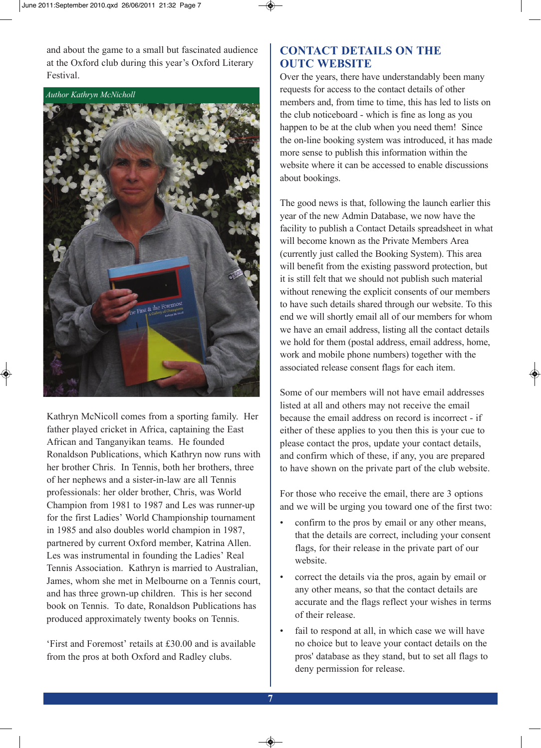and about the game to a small but fascinated audience at the Oxford club during this year's Oxford Literary Festival.

*Author Kathryn McNicholl*

Kathryn McNicoll comes from a sporting family. Her father played cricket in Africa, captaining the East African and Tanganyikan teams. He founded Ronaldson Publications, which Kathryn now runs with her brother Chris. In Tennis, both her brothers, three of her nephews and a sister-in-law are all Tennis professionals: her older brother, Chris, was World Champion from 1981 to 1987 and Les was runner-up for the first Ladies' World Championship tournament in 1985 and also doubles world champion in 1987, partnered by current Oxford member, Katrina Allen. Les was instrumental in founding the Ladies' Real Tennis Association. Kathryn is married to Australian, James, whom she met in Melbourne on a Tennis court, and has three grown-up children. This is her second book on Tennis. To date, Ronaldson Publications has produced approximately twenty books on Tennis.

'First and Foremost' retails at £30.00 and is available from the pros at both Oxford and Radley clubs.

## CONTACT DETAILS ON THE OUTC WEBSITE

Over the years, there have understandably been many requests for access to the contact details of other members and, from time to time, this has led to lists on the club noticeboard - which is fine as long as you happen to be at the club when you need them! Since the on-line booking system was introduced, it has made more sense to publish this information within the website where it can be accessed to enable discussions about bookings.

The good news is that, following the launch earlier this year of the new Admin Database, we now have the facility to publish a Contact Details spreadsheet in what will become known as the Private Members Area (currently just called the Booking System). This area will benefit from the existing password protection, but it is still felt that we should not publish such material without renewing the explicit consents of our members to have such details shared through our website. To this end we will shortly email all of our members for whom we have an email address, listing all the contact details we hold for them (postal address, email address, home, work and mobile phone numbers) together with the associated release consent flags for each item.

Some of our members will not have email addresses listed at all and others may not receive the email because the email address on record is incorrect - if either of these applies to you then this is your cue to please contact the pros, update your contact details, and confirm which of these, if any, you are prepared to have shown on the private part of the club website.

For those who receive the email, there are 3 options and we will be urging you toward one of the first two:

- confirm to the pros by email or any other means, that the details are correct, including your consent flags, for their release in the private part of our website.
- correct the details via the pros, again by email or any other means, so that the contact details are accurate and the flags reflect your wishes in terms of their release.
- fail to respond at all, in which case we will have no choice but to leave your contact details on the pros' database as they stand, but to set all flags to deny permission for release.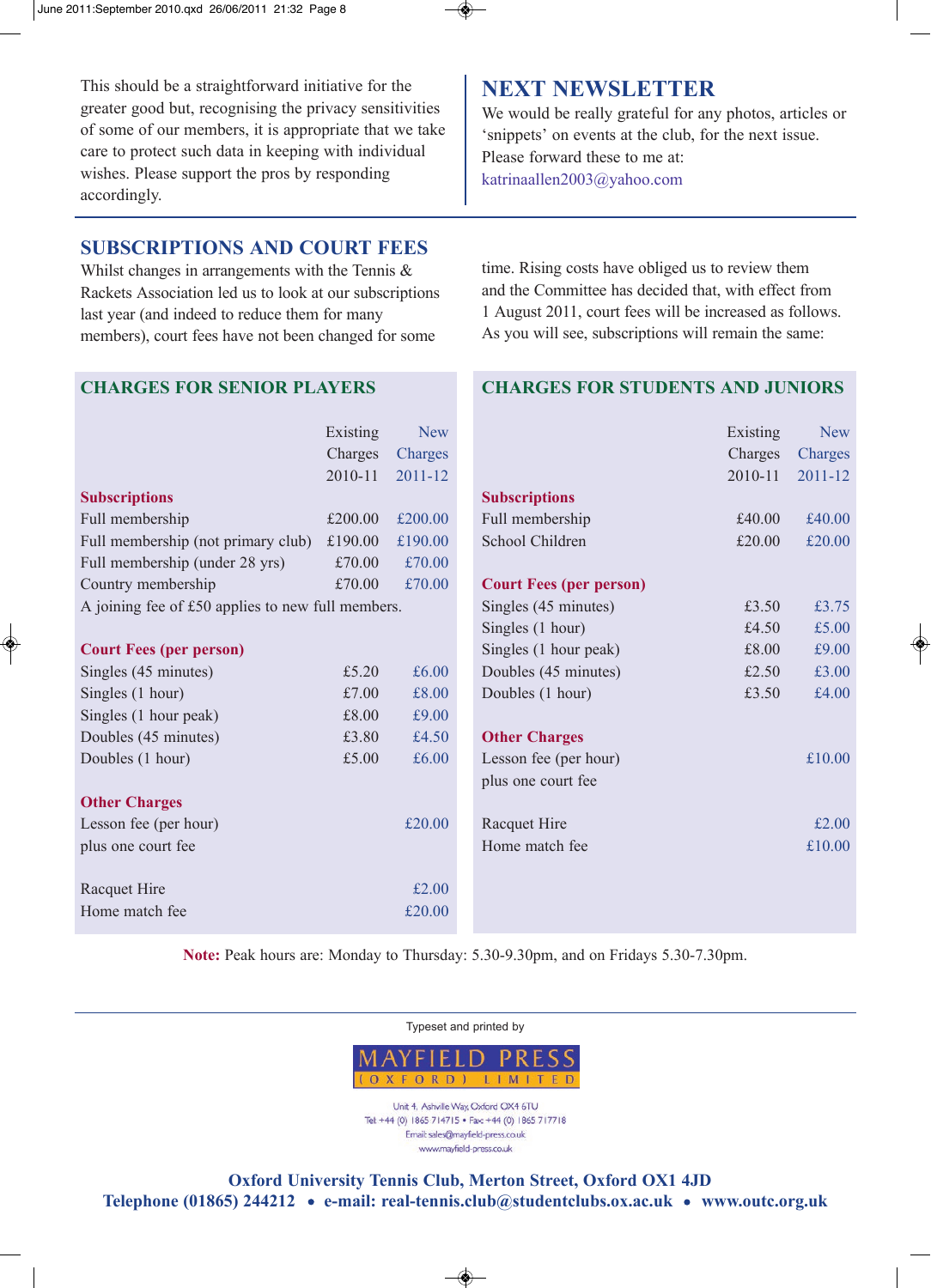This should be a straightforward initiative for the greater good but, recognising the privacy sensitivities of some of our members, it is appropriate that we take care to protect such data in keeping with individual wishes. Please support the pros by responding accordingly.

## NEXT NEWSLETTER

We would be really grateful for any photos, articles or 'snippets' on events at the club, for the next issue. Please forward these to me at: katrinaallen2003@yahoo.com

## SUBSCRIPTIONS AND COURT FEES

Whilst changes in arrangements with the Tennis & Rackets Association led us to look at our subscriptions last year (and indeed to reduce them for many members), court fees have not been changed for some time. Rising costs have obliged us to review them and the Committee has decided that, with effect from 1 August 2011, court fees will be increased as follows. As you will see, subscriptions will remain the same:

### CHARGES FOR SENIOR PLAYERS

| | Existing Charges 2010-11 | New Charges 2011-12 |
|---|---|---|
| **Subscriptions** | | |
| Full membership | £200.00 | £200.00 |
| Full membership (not primary club) | £190.00 | £190.00 |
| Full membership (under 28 yrs) | £70.00 | £70.00 |
| Country membership | £70.00 | £70.00 |
| A joining fee of £50 applies to new full members. | | |
| **Court Fees (per person)** | | |
| Singles (45 minutes) | £5.20 | £6.00 |
| Singles (1 hour) | £7.00 | £8.00 |
| Singles (1 hour peak) | £8.00 | £9.00 |
| Doubles (45 minutes) | £3.80 | £4.50 |
| Doubles (1 hour) | £5.00 | £6.00 |
| **Other Charges** | | |
| Lesson fee (per hour) plus one court fee | | £20.00 |
| Racquet Hire | | £2.00 |
| Home match fee | | £20.00 |

### CHARGES FOR STUDENTS AND JUNIORS

| | Existing Charges 2010-11 | New Charges 2011-12 |
|---|---|---|
| **Subscriptions** | | |
| Full membership | £40.00 | £40.00 |
| School Children | £20.00 | £20.00 |
| **Court Fees (per person)** | | |
| Singles (45 minutes) | £3.50 | £3.75 |
| Singles (1 hour) | £4.50 | £5.00 |
| Singles (1 hour peak) | £8.00 | £9.00 |
| Doubles (45 minutes) | £2.50 | £3.00 |
| Doubles (1 hour) | £3.50 | £4.00 |
| **Other Charges** | | |
| Lesson fee (per hour) plus one court fee | | £10.00 |
| Racquet Hire | | £2.00 |
| Home match fee | | £10.00 |

**Note:** Peak hours are: Monday to Thursday: 5.30-9.30pm, and on Fridays 5.30-7.30pm.

Typeset and printed by

MAYFIELD PRESS (OXFORD) LIMITED

Unit 4, Ashville Way, Oxford OX4 6TU
Tel: +44 (0) 1865 714715 • Fax: +44 (0) 1865 717718
Email: sales@mayfield-press.co.uk
www.mayfield-press.co.uk

**Oxford University Tennis Club, Merton Street, Oxford OX1 4JD**
**Telephone (01865) 244212 • e-mail: real-tennis.club@studentclubs.ox.ac.uk • www.outc.org.uk**